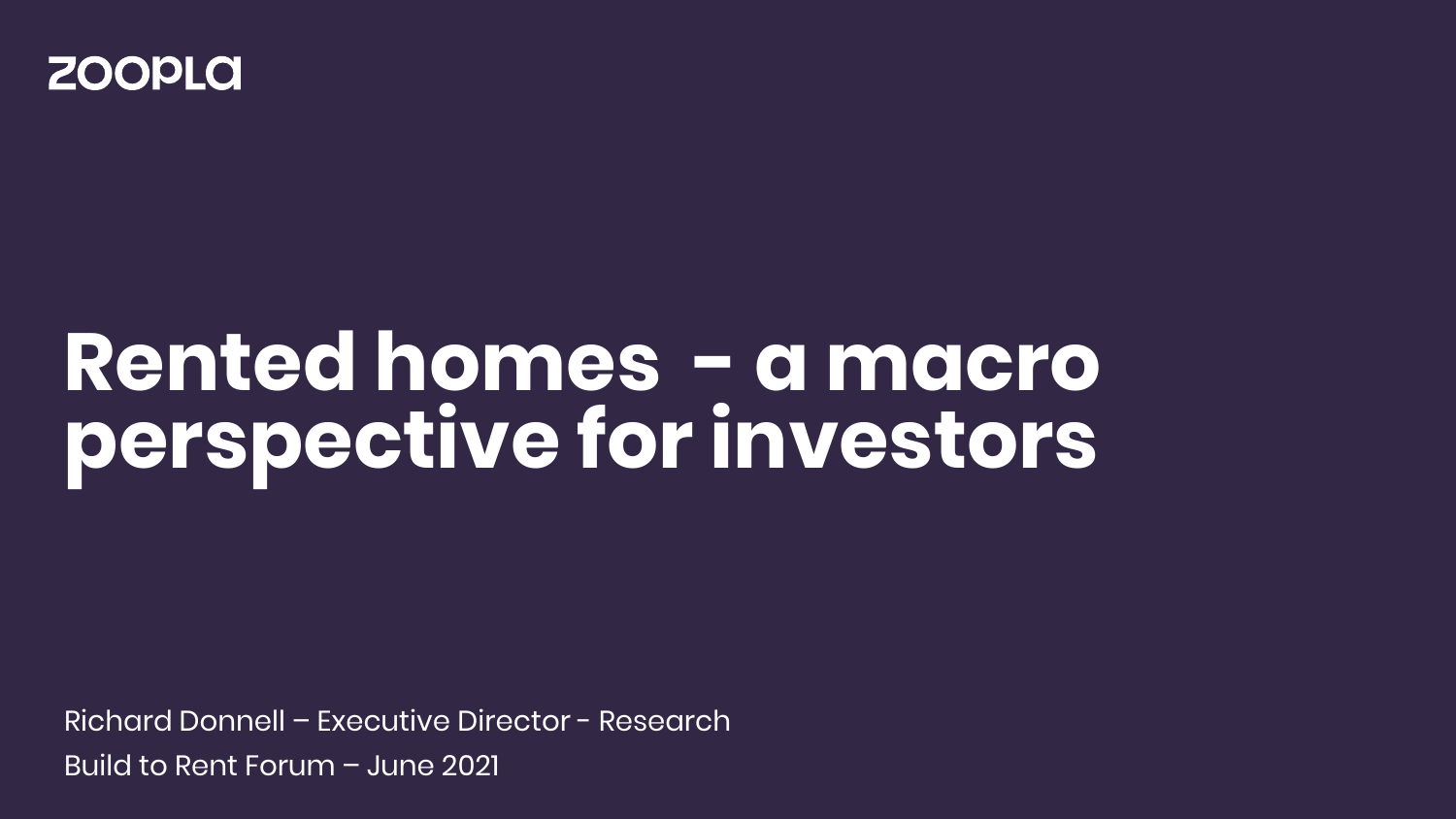zoopla

# Rented homes - a macro perspective for investors

Richard Donnell – Executive Director - Research

Build to Rent Forum – June 2021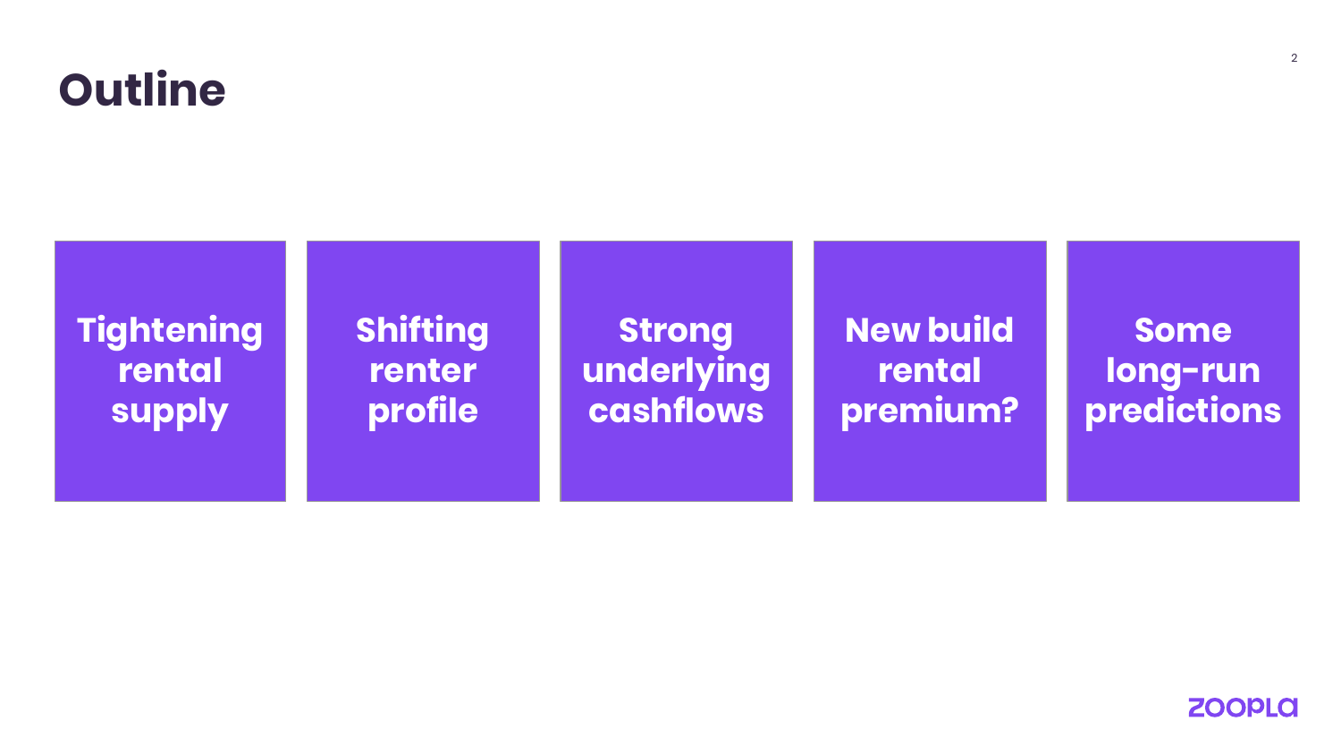# Outline

- Tightening rental supply
- Shifting renter profile
- Strong underlying cashflows
- New build rental premium?
- Some long-run predictions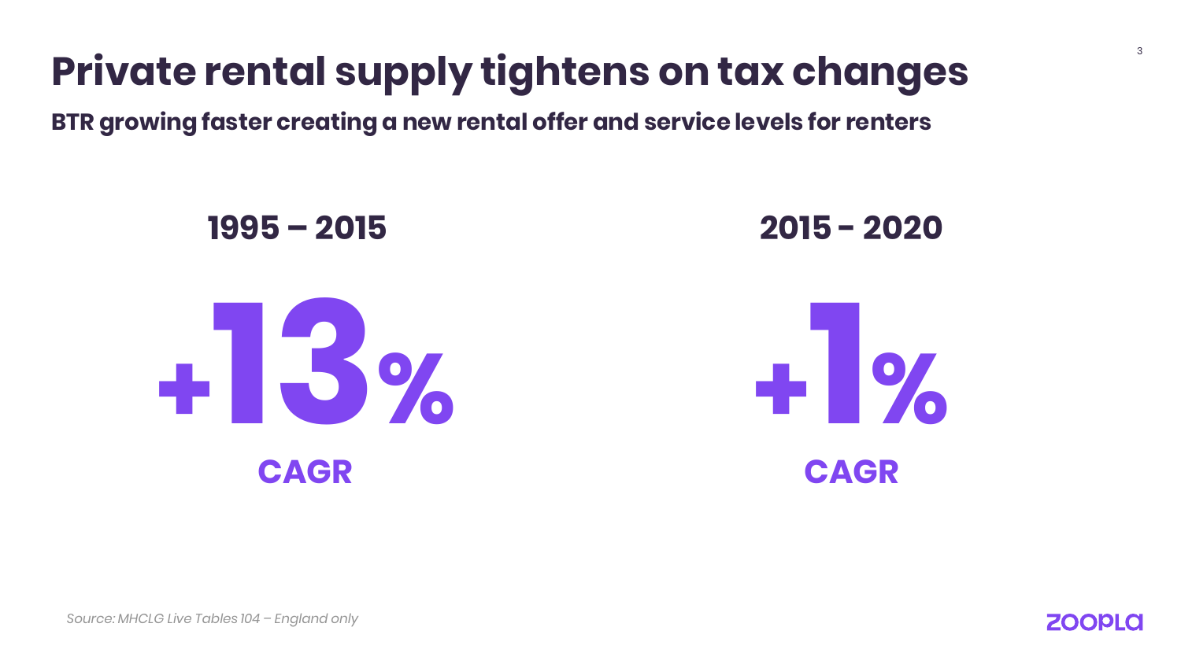# Private rental supply tightens on tax changes

**BTR growing faster creating a new rental offer and service levels for renters**

| 1995 – 2015 | 2015 - 2020 |
| --- | --- |
| **+13%** | **+1%** |
| **CAGR** | **CAGR** |

*Source: MHCLG Live Tables 104 – England only*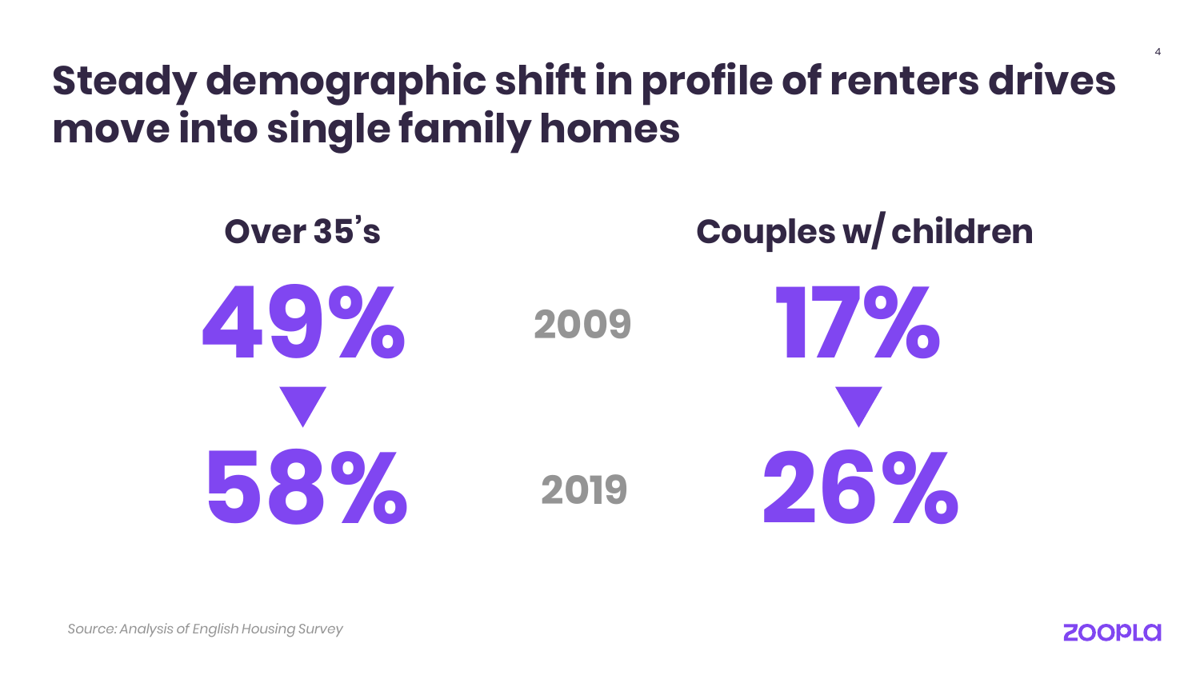# Steady demographic shift in profile of renters drives move into single family homes

| | Over 35's | Couples w/ children |
|---|---|---|
| 2009 | 49% | 17% |
| 2019 | 58% | 26% |

*Source: Analysis of English Housing Survey*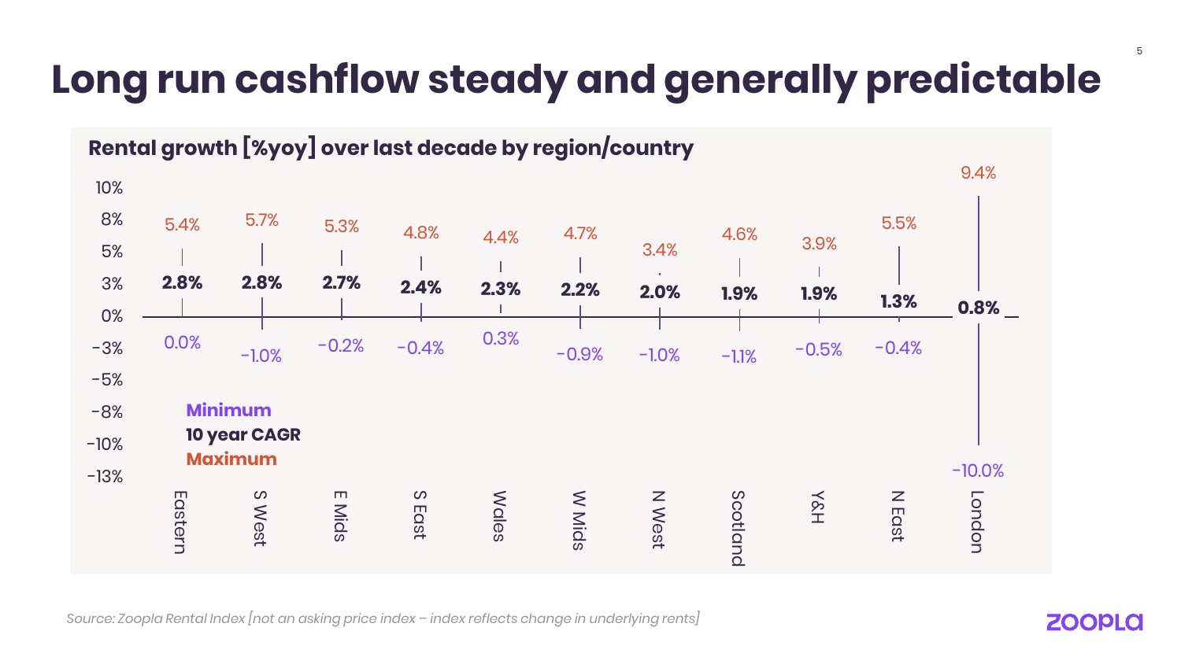# Long run cashflow steady and generally predictable

**Rental growth [%yoy] over last decade by region/country**

| Region/country | Maximum | 10 year CAGR | Minimum |
| --- | --- | --- | --- |
| Eastern | 5.4% | 2.8% | 0.0% |
| S West | 5.7% | 2.8% | -1.0% |
| E Mids | 5.3% | 2.7% | -0.2% |
| S East | 4.8% | 2.4% | -0.4% |
| Wales | 4.4% | 2.3% | 0.3% |
| W Mids | 4.7% | 2.2% | -0.9% |
| N West | 3.4% | 2.0% | -1.0% |
| Scotland | 4.6% | 1.9% | -1.1% |
| Y&H | 3.9% | 1.9% | -0.5% |
| N East | 5.5% | 1.3% | -0.4% |
| London | 9.4% | 0.8% | -10.0% |

*Source: Zoopla Rental Index [not an asking price index – index reflects change in underlying rents]*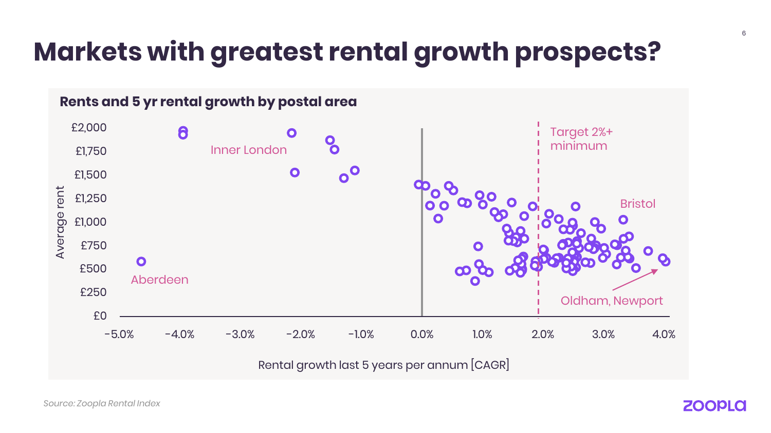# Markets with greatest rental growth prospects?

**Rents and 5 yr rental growth by postal area**

Average rent: £0, £250, £500, £750, £1,000, £1,250, £1,500, £1,750, £2,000

Rental growth last 5 years per annum [CAGR]: -5.0%, -4.0%, -3.0%, -2.0%, -1.0%, 0.0%, 1.0%, 2.0%, 3.0%, 4.0%

Inner London

Aberdeen

Target 2%+ minimum

Bristol

Oldham, Newport

*Source: Zoopla Rental Index*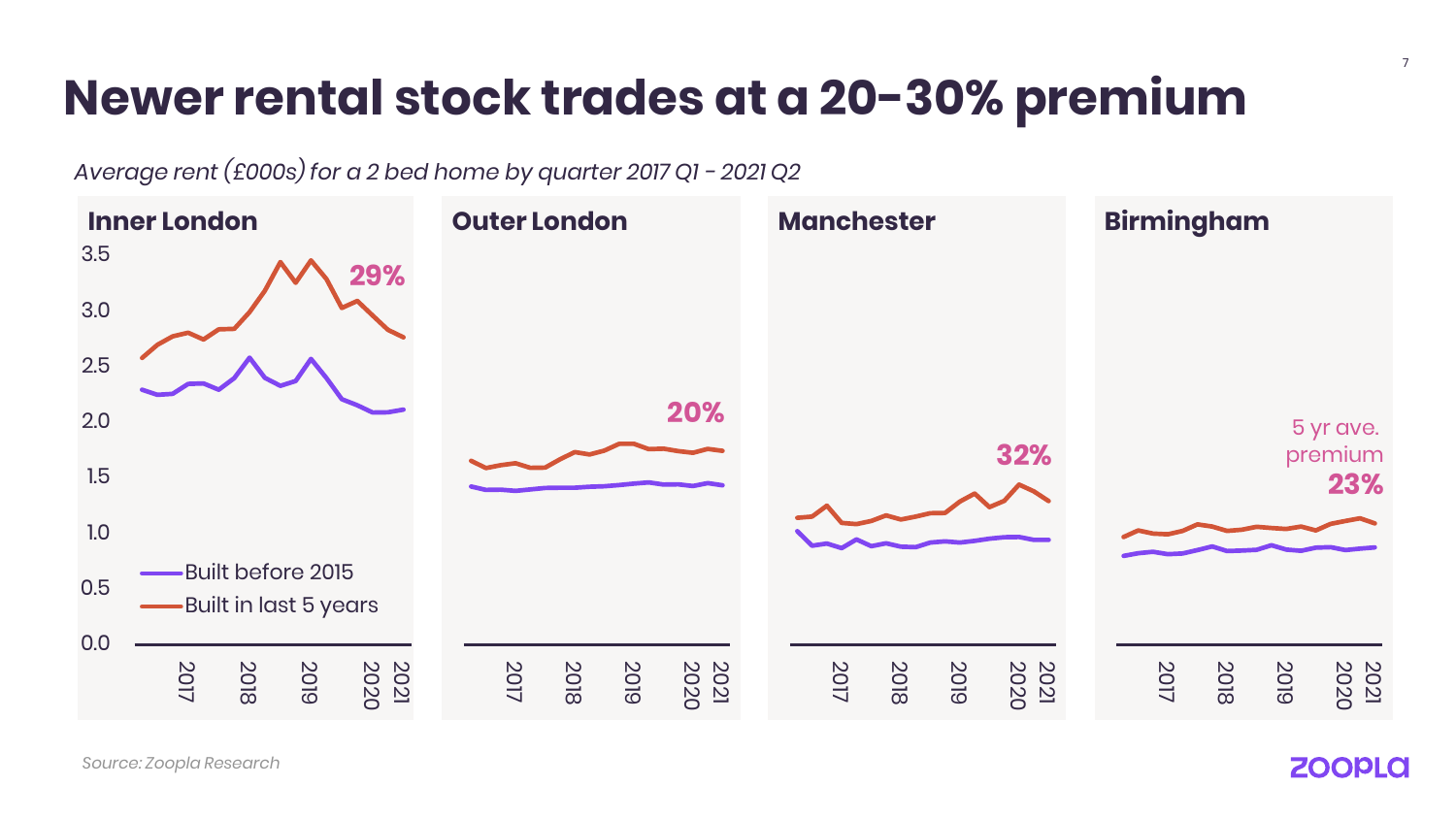# Newer rental stock trades at a 20-30% premium

*Average rent (£000s) for a 2 bed home by quarter 2017 Q1 - 2021 Q2*

**Inner London**

3.5
3.0
2.5
2.0
1.5
1.0
0.5
0.0

29%

Built before 2015
Built in last 5 years

2017 2018 2019 2020 2021

**Outer London**

20%

2017 2018 2019 2020 2021

**Manchester**

32%

2017 2018 2019 2020 2021

**Birmingham**

5 yr ave. premium
23%

2017 2018 2019 2020 2021

*Source: Zoopla Research*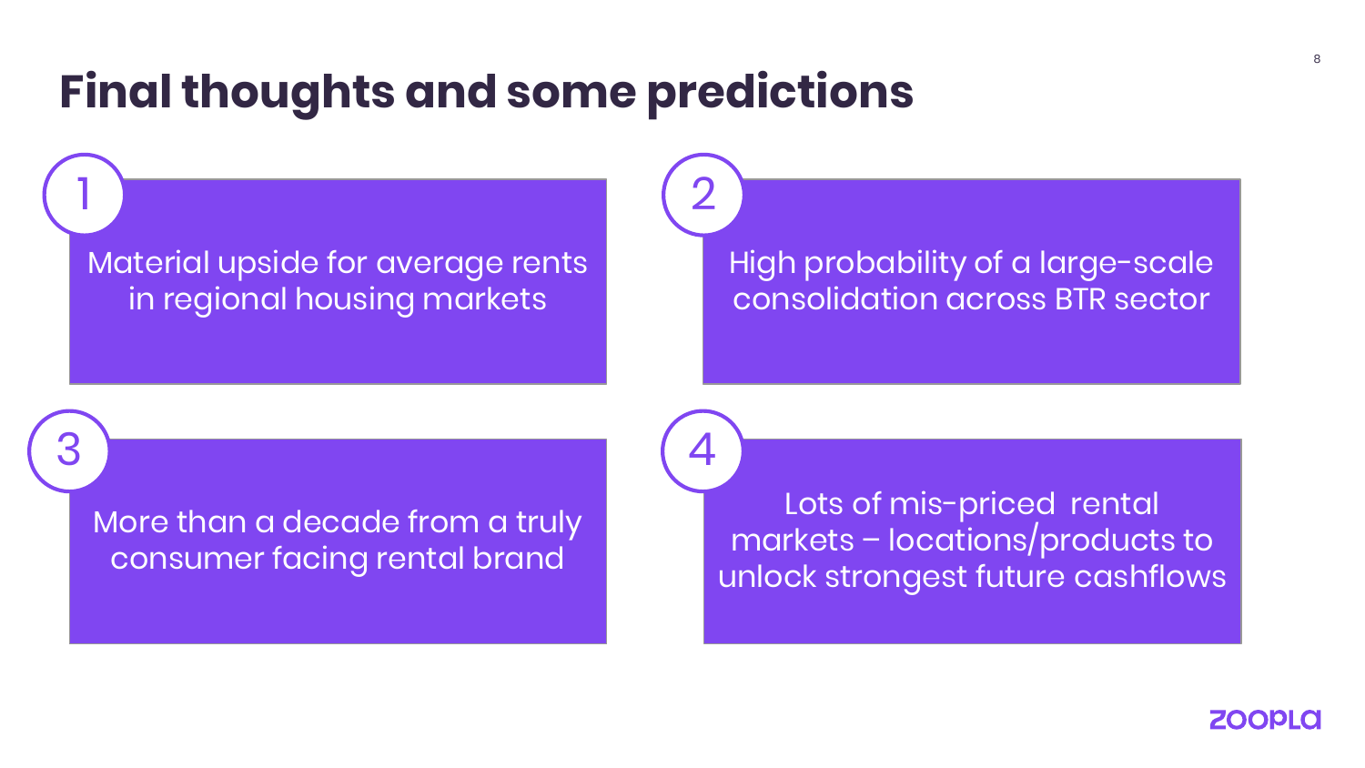# Final thoughts and some predictions

1. Material upside for average rents in regional housing markets
2. High probability of a large-scale consolidation across BTR sector
3. More than a decade from a truly consumer facing rental brand
4. Lots of mis-priced rental markets – locations/products to unlock strongest future cashflows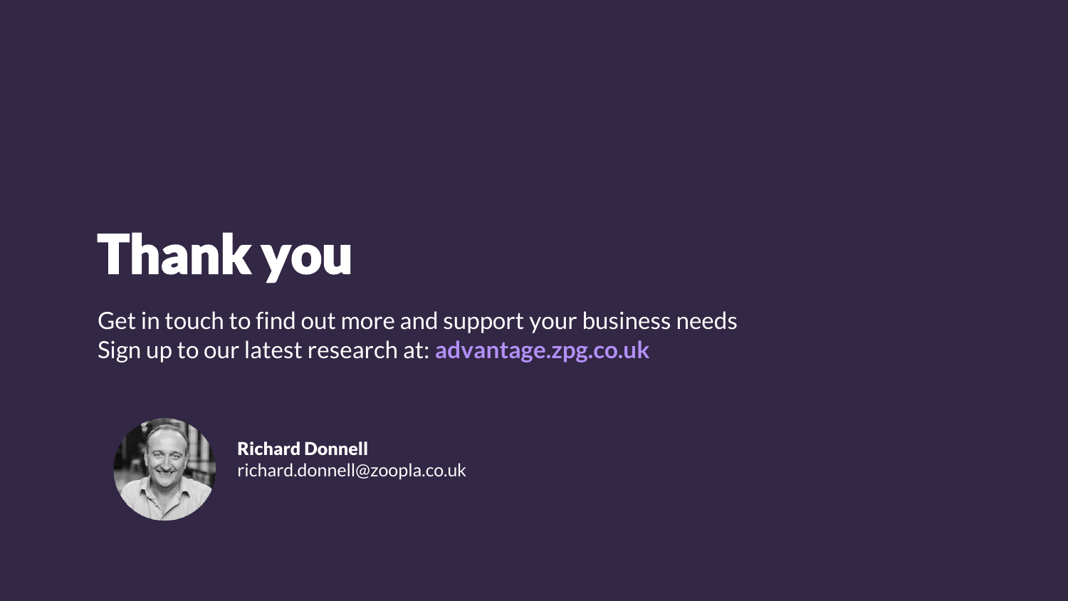# Thank you

Get in touch to find out more and support your business needs
Sign up to our latest research at: **advantage.zpg.co.uk**

**Richard Donnell**
richard.donnell@zoopla.co.uk